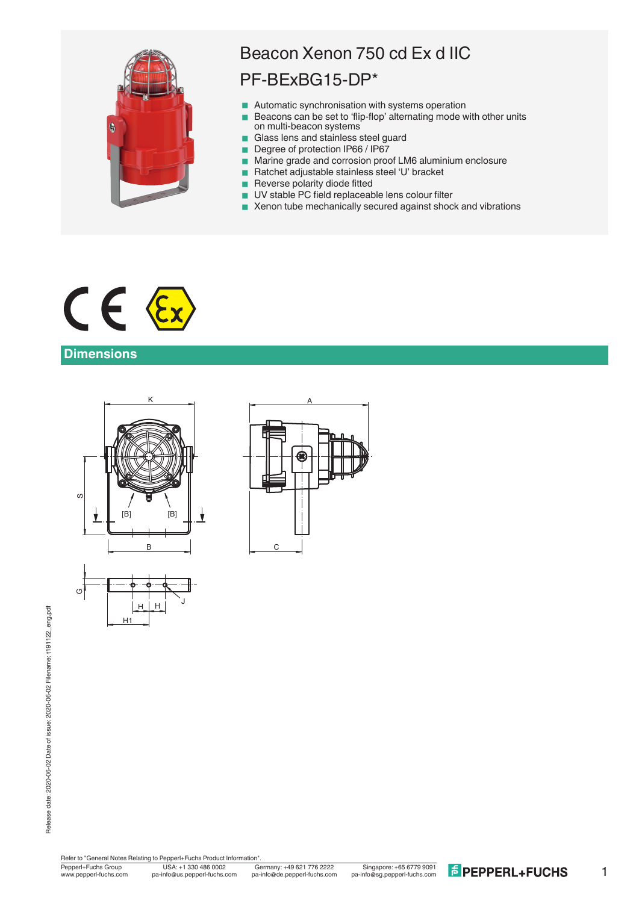# Beacon Xenon 750 cd Ex d IIC

# PF-BExBG15-DP*

- Automatic synchronisation with systems operation
- Beacons can be set to 'flip-flop' alternating mode with other units on multi-beacon systems
- Glass lens and stainless steel guard
- Degree of protection IP66 / IP67
- Marine grade and corrosion proof LM6 aluminium enclosure
- Ratchet adjustable stainless steel 'U' bracket
- Reverse polarity diode fitted
- UV stable PC field replaceable lens colour filter
- Xenon tube mechanically secured against shock and vibrations

## Dimensions

Refer to "General Notes Relating to Pepperl+Fuchs Product Information".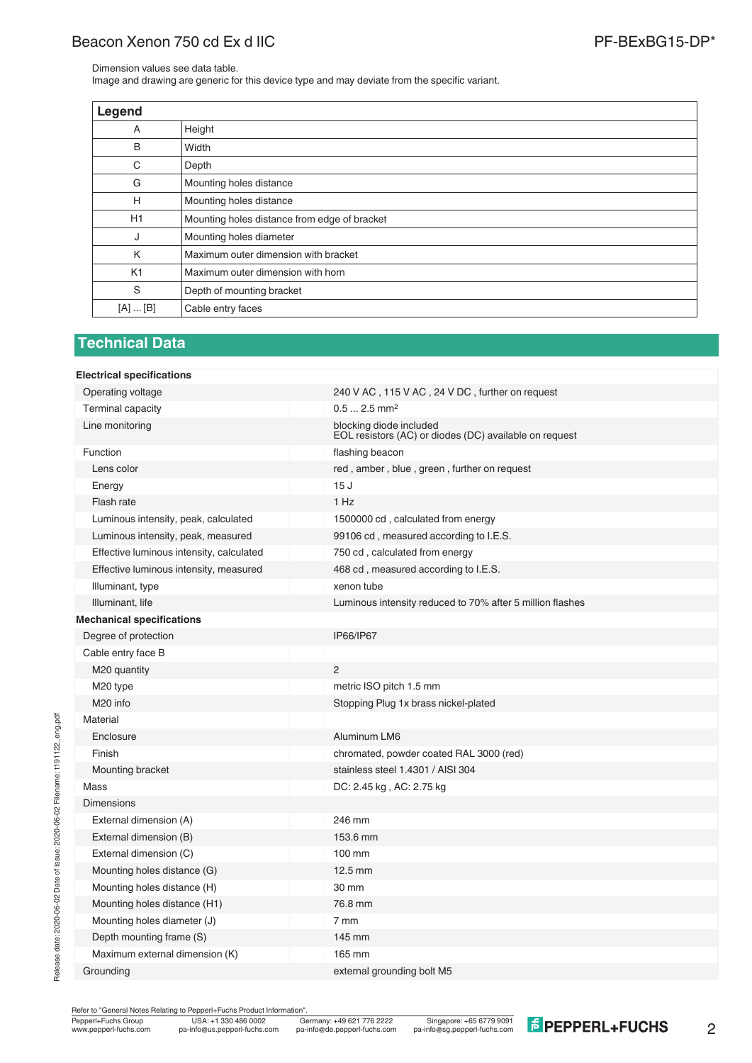Dimension values see data table.
Image and drawing are generic for this device type and may deviate from the specific variant.

| Legend | |
|---|---|
| A | Height |
| B | Width |
| C | Depth |
| G | Mounting holes distance |
| H | Mounting holes distance |
| H1 | Mounting holes distance from edge of bracket |
| J | Mounting holes diameter |
| K | Maximum outer dimension with bracket |
| K1 | Maximum outer dimension with horn |
| S | Depth of mounting bracket |
| [A] ... [B] | Cable entry faces |

## Technical Data

| | |
|---|---|
| **Electrical specifications** | |
| Operating voltage | 240 V AC , 115 V AC , 24 V DC , further on request |
| Terminal capacity | 0.5 ... 2.5 mm² |
| Line monitoring | blocking diode included<br>EOL resistors (AC) or diodes (DC) available on request |
| Function | flashing beacon |
| Lens color | red , amber , blue , green , further on request |
| Energy | 15 J |
| Flash rate | 1 Hz |
| Luminous intensity, peak, calculated | 1500000 cd , calculated from energy |
| Luminous intensity, peak, measured | 99106 cd , measured according to I.E.S. |
| Effective luminous intensity, calculated | 750 cd , calculated from energy |
| Effective luminous intensity, measured | 468 cd , measured according to I.E.S. |
| Illuminant, type | xenon tube |
| Illuminant, life | Luminous intensity reduced to 70% after 5 million flashes |
| **Mechanical specifications** | |
| Degree of protection | IP66/IP67 |
| Cable entry face B | |
| M20 quantity | 2 |
| M20 type | metric ISO pitch 1.5 mm |
| M20 info | Stopping Plug 1x brass nickel-plated |
| Material | |
| Enclosure | Aluminum LM6 |
| Finish | chromated, powder coated RAL 3000 (red) |
| Mounting bracket | stainless steel 1.4301 / AISI 304 |
| Mass | DC: 2.45 kg , AC: 2.75 kg |
| Dimensions | |
| External dimension (A) | 246 mm |
| External dimension (B) | 153.6 mm |
| External dimension (C) | 100 mm |
| Mounting holes distance (G) | 12.5 mm |
| Mounting holes distance (H) | 30 mm |
| Mounting holes distance (H1) | 76.8 mm |
| Mounting holes diameter (J) | 7 mm |
| Depth mounting frame (S) | 145 mm |
| Maximum external dimension (K) | 165 mm |
| Grounding | external grounding bolt M5 |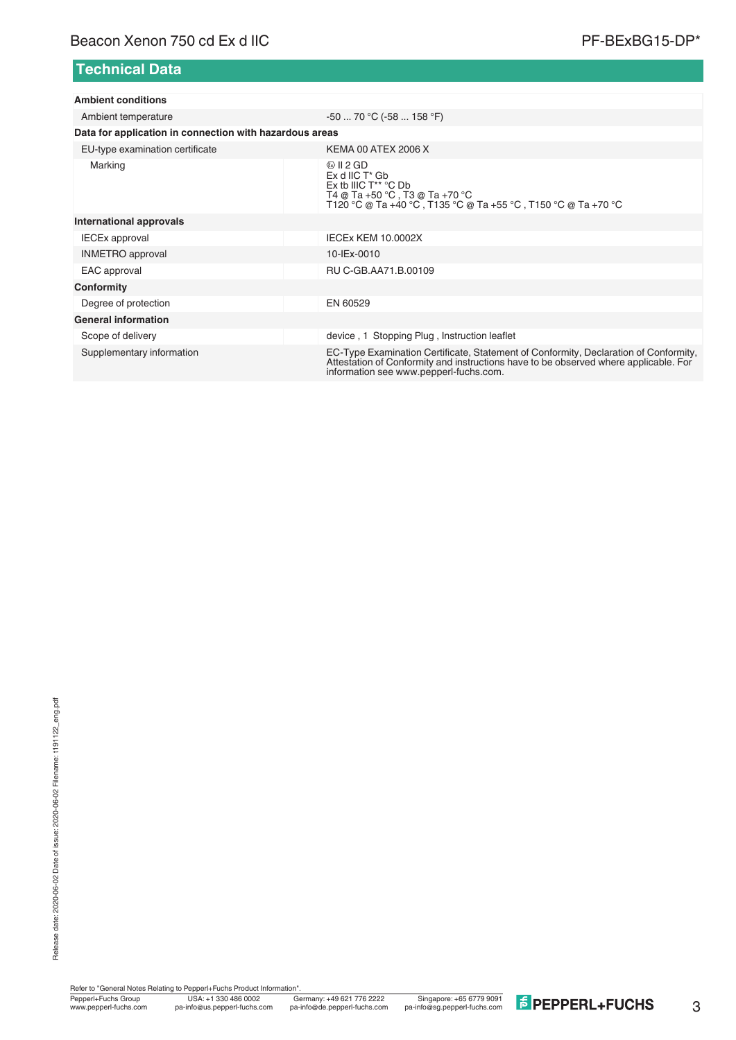## Technical Data

| | |
|---|---|
| **Ambient conditions** | |
| Ambient temperature | -50 ... 70 °C (-58 ... 158 °F) |
| **Data for application in connection with hazardous areas** | |
| EU-type examination certificate | KEMA 00 ATEX 2006 X |
| Marking | ⓔ II 2 GD<br>Ex d IIC T* Gb<br>Ex tb IIIC T** °C Db<br>T4 @ Ta +50 °C , T3 @ Ta +70 °C<br>T120 °C @ Ta +40 °C , T135 °C @ Ta +55 °C , T150 °C @ Ta +70 °C |
| **International approvals** | |
| IECEx approval | IECEx KEM 10.0002X |
| INMETRO approval | 10-IEx-0010 |
| EAC approval | RU C-GB.AA71.B.00109 |
| **Conformity** | |
| Degree of protection | EN 60529 |
| **General information** | |
| Scope of delivery | device , 1 Stopping Plug , Instruction leaflet |
| Supplementary information | EC-Type Examination Certificate, Statement of Conformity, Declaration of Conformity, Attestation of Conformity and instructions have to be observed where applicable. For information see www.pepperl-fuchs.com. |

Refer to "General Notes Relating to Pepperl+Fuchs Product Information".